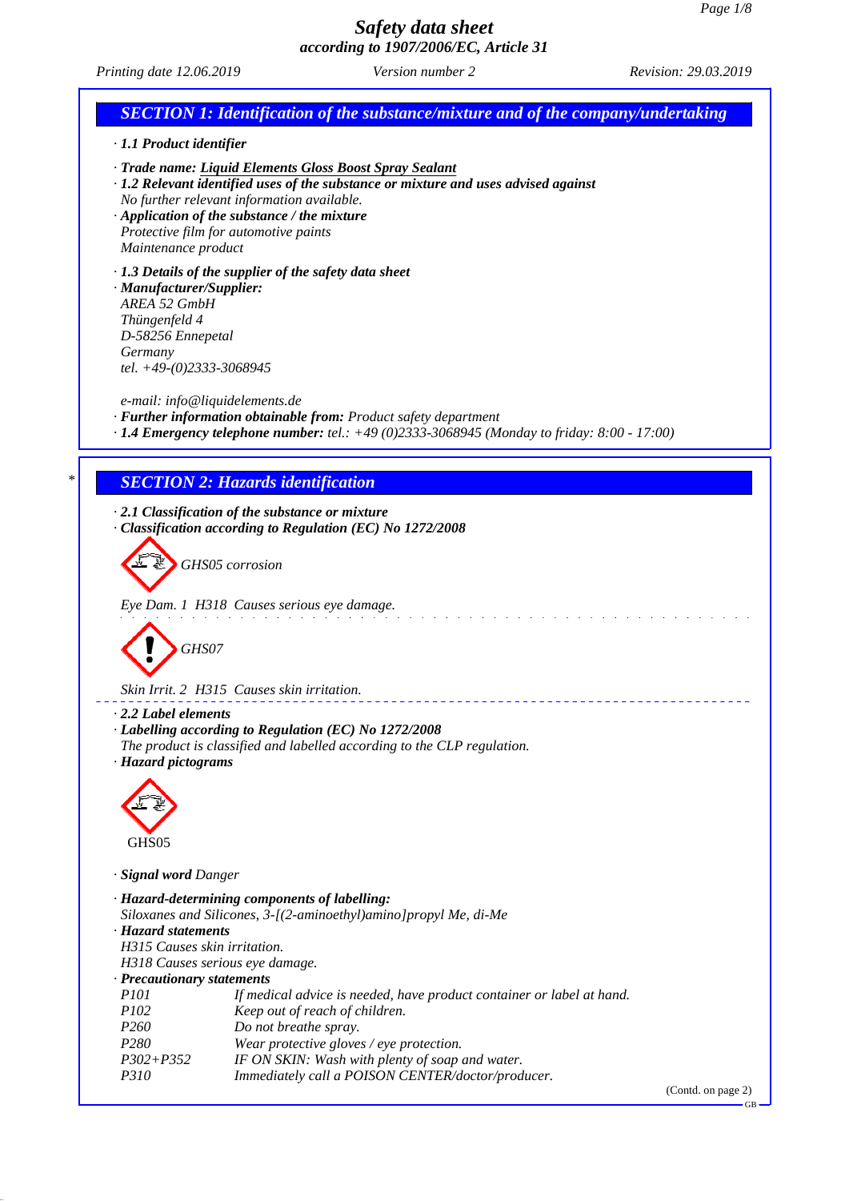# Safety data sheet
## according to 1907/2006/EC, Article 31

*Printing date 12.06.2019* *Version number 2* *Revision: 29.03.2019*

## SECTION 1: Identification of the substance/mixture and of the company/undertaking

· **1.1 Product identifier**

· **Trade name: Liquid Elements Gloss Boost Spray Sealant**
· **1.2 Relevant identified uses of the substance or mixture and uses advised against**
No further relevant information available.
· **Application of the substance / the mixture**
Protective film for automotive paints
Maintenance product

· **1.3 Details of the supplier of the safety data sheet**
· **Manufacturer/Supplier:**
AREA 52 GmbH
Thüngenfeld 4
D-58256 Ennepetal
Germany
tel. +49-(0)2333-3068945

e-mail: info@liquidelements.de
· **Further information obtainable from:** Product safety department
· **1.4 Emergency telephone number:** tel.: +49 (0)2333-3068945 (Monday to friday: 8:00 - 17:00)

## SECTION 2: Hazards identification

· **2.1 Classification of the substance or mixture**
· **Classification according to Regulation (EC) No 1272/2008**

GHS05 corrosion

Eye Dam. 1 H318 Causes serious eye damage.

GHS07

Skin Irrit. 2 H315 Causes skin irritation.

· **2.2 Label elements**
· **Labelling according to Regulation (EC) No 1272/2008**
The product is classified and labelled according to the CLP regulation.
· **Hazard pictograms**

GHS05

· **Signal word** Danger

· **Hazard-determining components of labelling:**
Siloxanes and Silicones, 3-[(2-aminoethyl)amino]propyl Me, di-Me
· **Hazard statements**
H315 Causes skin irritation.
H318 Causes serious eye damage.
· **Precautionary statements**

| | |
|---|---|
| P101 | If medical advice is needed, have product container or label at hand. |
| P102 | Keep out of reach of children. |
| P260 | Do not breathe spray. |
| P280 | Wear protective gloves / eye protection. |
| P302+P352 | IF ON SKIN: Wash with plenty of soap and water. |
| P310 | Immediately call a POISON CENTER/doctor/producer. |

(Contd. on page 2)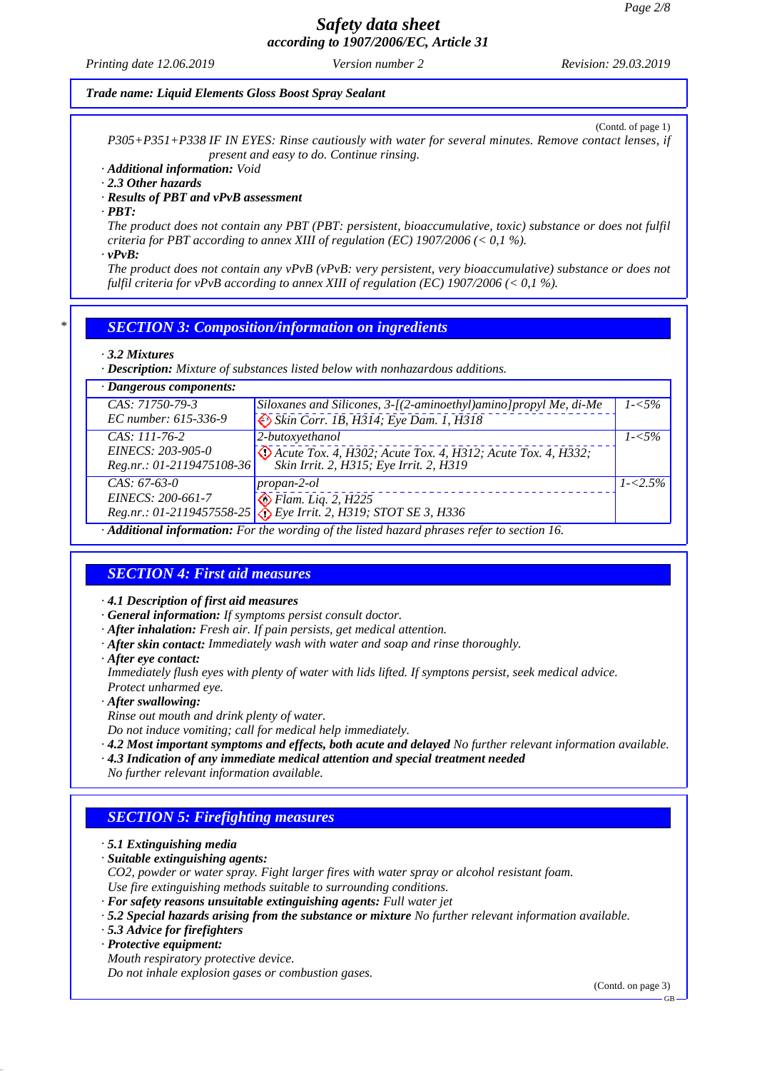**Trade name: Liquid Elements Gloss Boost Spray Sealant**

(Contd. of page 1)

*P305+P351+P338 IF IN EYES: Rinse cautiously with water for several minutes. Remove contact lenses, if present and easy to do. Continue rinsing.*

· **Additional information:** Void

· **2.3 Other hazards**

· **Results of PBT and vPvB assessment**

· **PBT:**

The product does not contain any PBT (PBT: persistent, bioaccumulative, toxic) substance or does not fulfil criteria for PBT according to annex XIII of regulation (EC) 1907/2006 (< 0,1 %).

· **vPvB:**

The product does not contain any vPvB (vPvB: very persistent, very bioaccumulative) substance or does not fulfil criteria for vPvB according to annex XIII of regulation (EC) 1907/2006 (< 0,1 %).

## SECTION 3: Composition/information on ingredients

· **3.2 Mixtures**

· **Description:** Mixture of substances listed below with nonhazardous additions.

| · Dangerous components: | | |
|---|---|---|
| CAS: 71750-79-3<br>EC number: 615-336-9 | Siloxanes and Silicones, 3-[(2-aminoethyl)amino]propyl Me, di-Me<br>Skin Corr. 1B, H314; Eye Dam. 1, H318 | 1-<5% |
| CAS: 111-76-2<br>EINECS: 203-905-0<br>Reg.nr.: 01-2119475108-36 | 2-butoxyethanol<br>Acute Tox. 4, H302; Acute Tox. 4, H312; Acute Tox. 4, H332; Skin Irrit. 2, H315; Eye Irrit. 2, H319 | 1-<5% |
| CAS: 67-63-0<br>EINECS: 200-661-7<br>Reg.nr.: 01-2119457558-25 | propan-2-ol<br>Flam. Liq. 2, H225<br>Eye Irrit. 2, H319; STOT SE 3, H336 | 1-<2.5% |

· **Additional information:** For the wording of the listed hazard phrases refer to section 16.

## SECTION 4: First aid measures

· **4.1 Description of first aid measures**

· **General information:** If symptoms persist consult doctor.

· **After inhalation:** Fresh air. If pain persists, get medical attention.

· **After skin contact:** Immediately wash with water and soap and rinse thoroughly.

· **After eye contact:**

Immediately flush eyes with plenty of water with lids lifted. If symptons persist, seek medical advice.
Protect unharmed eye.

· **After swallowing:**

Rinse out mouth and drink plenty of water.
Do not induce vomiting; call for medical help immediately.

· **4.2 Most important symptoms and effects, both acute and delayed** No further relevant information available.

· **4.3 Indication of any immediate medical attention and special treatment needed**

No further relevant information available.

## SECTION 5: Firefighting measures

· **5.1 Extinguishing media**

· **Suitable extinguishing agents:**

CO2, powder or water spray. Fight larger fires with water spray or alcohol resistant foam.
Use fire extinguishing methods suitable to surrounding conditions.

· **For safety reasons unsuitable extinguishing agents:** Full water jet

· **5.2 Special hazards arising from the substance or mixture** No further relevant information available.

· **5.3 Advice for firefighters**

· **Protective equipment:**

Mouth respiratory protective device.
Do not inhale explosion gases or combustion gases.

(Contd. on page 3)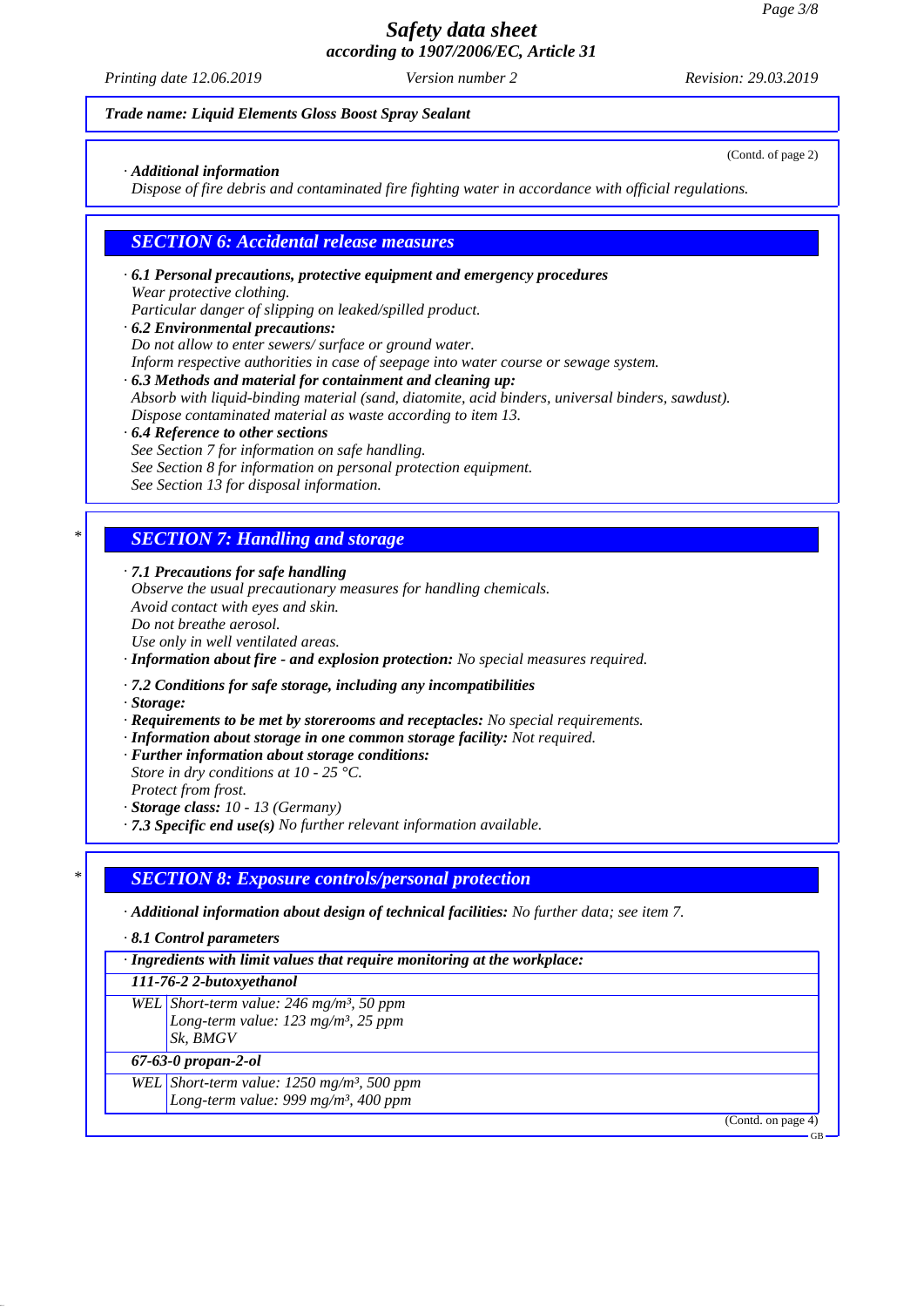**Trade name: Liquid Elements Gloss Boost Spray Sealant**

(Contd. of page 2)

· **Additional information**
Dispose of fire debris and contaminated fire fighting water in accordance with official regulations.

## SECTION 6: Accidental release measures

· **6.1 Personal precautions, protective equipment and emergency procedures**
Wear protective clothing.
Particular danger of slipping on leaked/spilled product.

· **6.2 Environmental precautions:**
Do not allow to enter sewers/ surface or ground water.
Inform respective authorities in case of seepage into water course or sewage system.

· **6.3 Methods and material for containment and cleaning up:**
Absorb with liquid-binding material (sand, diatomite, acid binders, universal binders, sawdust).
Dispose contaminated material as waste according to item 13.

· **6.4 Reference to other sections**
See Section 7 for information on safe handling.
See Section 8 for information on personal protection equipment.
See Section 13 for disposal information.

## * SECTION 7: Handling and storage

· **7.1 Precautions for safe handling**
Observe the usual precautionary measures for handling chemicals.
Avoid contact with eyes and skin.
Do not breathe aerosol.
Use only in well ventilated areas.

· **Information about fire - and explosion protection:** No special measures required.

· **7.2 Conditions for safe storage, including any incompatibilities**

· **Storage:**

· **Requirements to be met by storerooms and receptacles:** No special requirements.

· **Information about storage in one common storage facility:** Not required.

· **Further information about storage conditions:**
Store in dry conditions at 10 - 25 °C.
Protect from frost.

· **Storage class:** 10 - 13 (Germany)

· **7.3 Specific end use(s)** No further relevant information available.

## * SECTION 8: Exposure controls/personal protection

· **Additional information about design of technical facilities:** No further data; see item 7.

· **8.1 Control parameters**

| · Ingredients with limit values that require monitoring at the workplace: | |
|---|---|
| **111-76-2 2-butoxyethanol** | |
| WEL | Short-term value: 246 mg/m³, 50 ppm<br>Long-term value: 123 mg/m³, 25 ppm<br>Sk, BMGV |
| **67-63-0 propan-2-ol** | |
| WEL | Short-term value: 1250 mg/m³, 500 ppm<br>Long-term value: 999 mg/m³, 400 ppm |

(Contd. on page 4)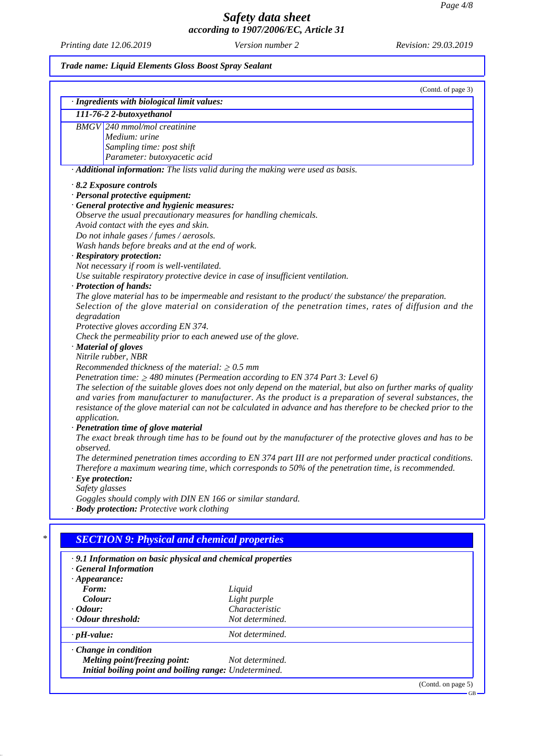*Trade name: Liquid Elements Gloss Boost Spray Sealant*

(Contd. of page 3)

· **Ingredients with biological limit values:**

| **111-76-2 2-butoxyethanol** | |
|---|---|
| BMGV | 240 mmol/mol creatinine<br>Medium: urine<br>Sampling time: post shift<br>Parameter: butoxyacetic acid |

· **Additional information:** The lists valid during the making were used as basis.

· **8.2 Exposure controls**
· **Personal protective equipment:**
· **General protective and hygienic measures:**
Observe the usual precautionary measures for handling chemicals.
Avoid contact with the eyes and skin.
Do not inhale gases / fumes / aerosols.
Wash hands before breaks and at the end of work.
· **Respiratory protection:**
Not necessary if room is well-ventilated.
Use suitable respiratory protective device in case of insufficient ventilation.
· **Protection of hands:**
The glove material has to be impermeable and resistant to the product/ the substance/ the preparation.
Selection of the glove material on consideration of the penetration times, rates of diffusion and the degradation
Protective gloves according EN 374.
Check the permeability prior to each anewed use of the glove.
· **Material of gloves**
Nitrile rubber, NBR
Recommended thickness of the material: ≥ 0.5 mm
Penetration time: ≥ 480 minutes (Permeation according to EN 374 Part 3: Level 6)
The selection of the suitable gloves does not only depend on the material, but also on further marks of quality and varies from manufacturer to manufacturer. As the product is a preparation of several substances, the resistance of the glove material can not be calculated in advance and has therefore to be checked prior to the application.
· **Penetration time of glove material**
The exact break through time has to be found out by the manufacturer of the protective gloves and has to be observed.
The determined penetration times according to EN 374 part III are not performed under practical conditions. Therefore a maximum wearing time, which corresponds to 50% of the penetration time, is recommended.
· **Eye protection:**
Safety glasses
Goggles should comply with DIN EN 166 or similar standard.
· **Body protection:** Protective work clothing

## SECTION 9: Physical and chemical properties

· **9.1 Information on basic physical and chemical properties**
· **General Information**
· **Appearance:**

| | |
|---|---|
| **Form:** | Liquid |
| **Colour:** | Light purple |
| · **Odour:** | Characteristic |
| · **Odour threshold:** | Not determined. |
| · **pH-value:** | Not determined. |
| · **Change in condition** | |
| **Melting point/freezing point:** | Not determined. |
| **Initial boiling point and boiling range:** | Undetermined. |

(Contd. on page 5)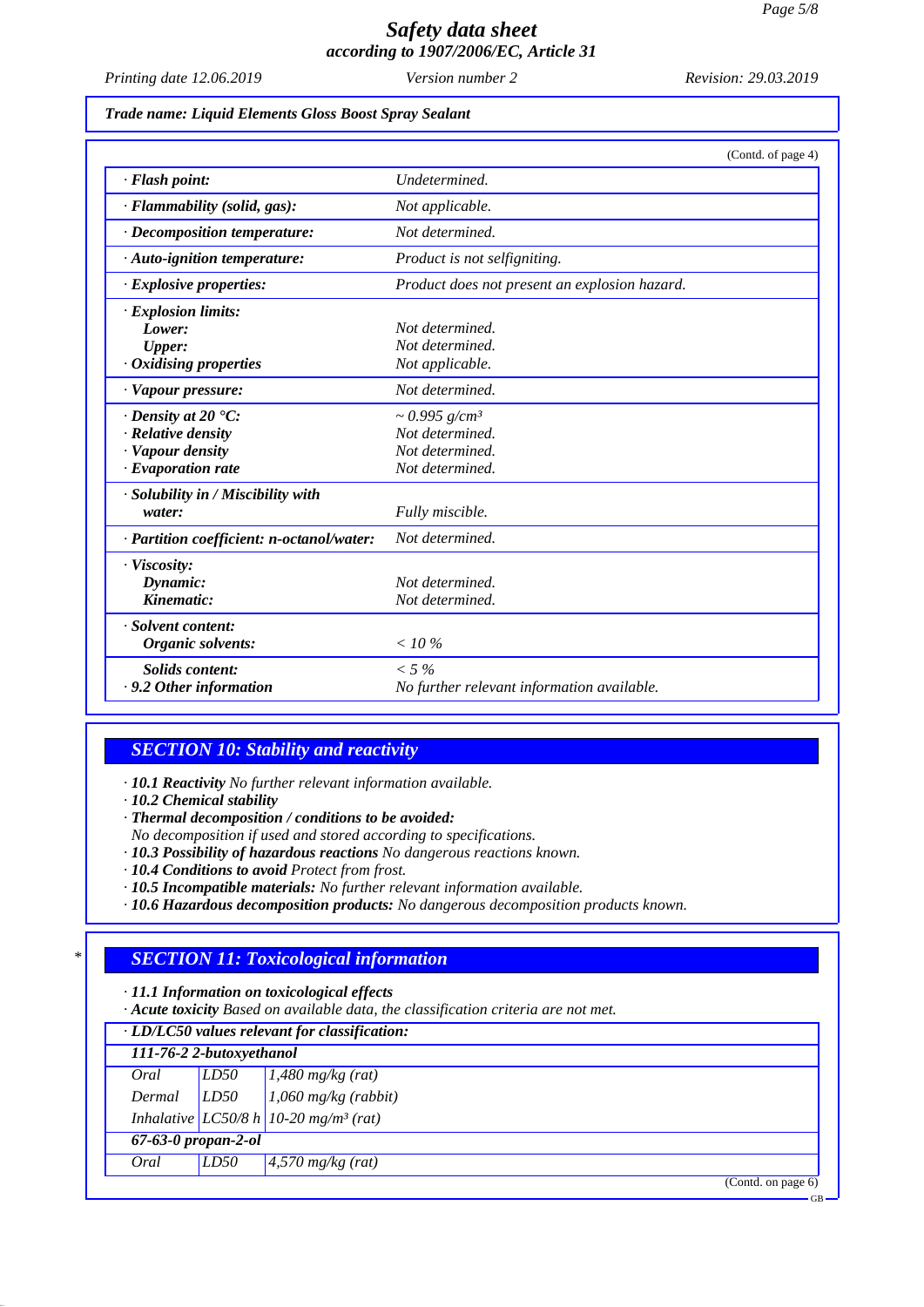# Safety data sheet
## according to 1907/2006/EC, Article 31

*Printing date 12.06.2019* *Version number 2* *Revision: 29.03.2019*

***Trade name: Liquid Elements Gloss Boost Spray Sealant***

(Contd. of page 4)

| | |
|---|---|
| · ***Flash point:*** | *Undetermined.* |
| · ***Flammability (solid, gas):*** | *Not applicable.* |
| · ***Decomposition temperature:*** | *Not determined.* |
| · ***Auto-ignition temperature:*** | *Product is not selfigniting.* |
| · ***Explosive properties:*** | *Product does not present an explosion hazard.* |
| · ***Explosion limits:*** | |
| ***Lower:*** | *Not determined.* |
| ***Upper:*** | *Not determined.* |
| · ***Oxidising properties*** | *Not applicable.* |
| · ***Vapour pressure:*** | *Not determined.* |
| · ***Density at 20 °C:*** | *~ 0.995 g/cm³* |
| · ***Relative density*** | *Not determined.* |
| · ***Vapour density*** | *Not determined.* |
| · ***Evaporation rate*** | *Not determined.* |
| · ***Solubility in / Miscibility with water:*** | *Fully miscible.* |
| · ***Partition coefficient: n-octanol/water:*** | *Not determined.* |
| · ***Viscosity:*** | |
| ***Dynamic:*** | *Not determined.* |
| ***Kinematic:*** | *Not determined.* |
| · ***Solvent content:*** | |
| ***Organic solvents:*** | *< 10 %* |
| ***Solids content:*** | *< 5 %* |
| · ***9.2 Other information*** | *No further relevant information available.* |

## SECTION 10: Stability and reactivity

· ***10.1 Reactivity*** *No further relevant information available.*
· ***10.2 Chemical stability***
· ***Thermal decomposition / conditions to be avoided:***
*No decomposition if used and stored according to specifications.*
· ***10.3 Possibility of hazardous reactions*** *No dangerous reactions known.*
· ***10.4 Conditions to avoid*** *Protect from frost.*
· ***10.5 Incompatible materials:*** *No further relevant information available.*
· ***10.6 Hazardous decomposition products:*** *No dangerous decomposition products known.*

## * SECTION 11: Toxicological information

· ***11.1 Information on toxicological effects***
· ***Acute toxicity*** *Based on available data, the classification criteria are not met.*

| · ***LD/LC50 values relevant for classification:*** | | |
|---|---|---|
| ***111-76-2 2-butoxyethanol*** | | |
| *Oral* | *LD50* | *1,480 mg/kg (rat)* |
| *Dermal* | *LD50* | *1,060 mg/kg (rabbit)* |
| *Inhalative* | *LC50/8 h* | *10-20 mg/m³ (rat)* |
| ***67-63-0 propan-2-ol*** | | |
| *Oral* | *LD50* | *4,570 mg/kg (rat)* |

(Contd. on page 6)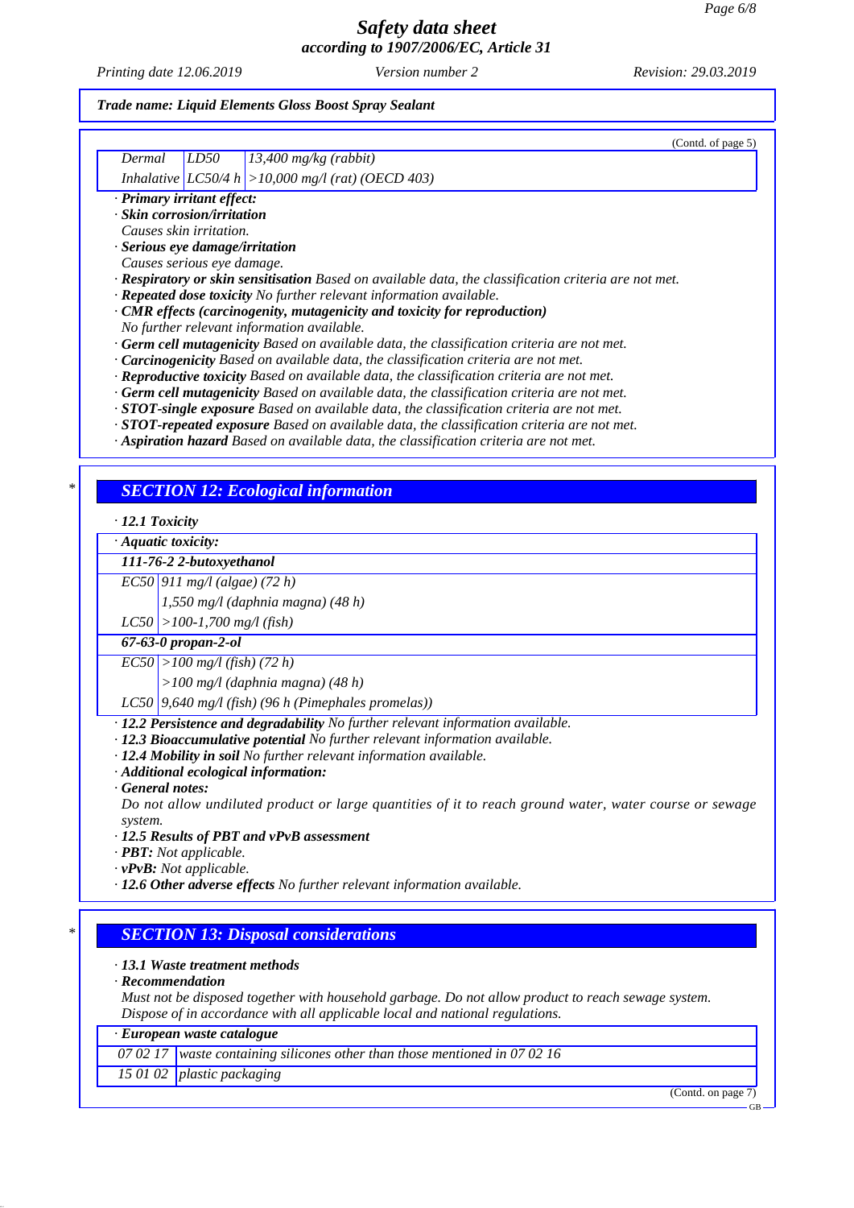Trade name: **Liquid Elements Gloss Boost Spray Sealant**

(Contd. of page 5)

| | | |
|---|---|---|
| Dermal | LD50 | 13,400 mg/kg (rabbit) |
| Inhalative | LC50/4 h | >10,000 mg/l (rat) (OECD 403) |

· **Primary irritant effect:**
· **Skin corrosion/irritation**
Causes skin irritation.
· **Serious eye damage/irritation**
Causes serious eye damage.
· **Respiratory or skin sensitisation** Based on available data, the classification criteria are not met.
· **Repeated dose toxicity** No further relevant information available.
· **CMR effects (carcinogenity, mutagenicity and toxicity for reproduction)**
No further relevant information available.
· **Germ cell mutagenicity** Based on available data, the classification criteria are not met.
· **Carcinogenicity** Based on available data, the classification criteria are not met.
· **Reproductive toxicity** Based on available data, the classification criteria are not met.
· **Germ cell mutagenicity** Based on available data, the classification criteria are not met.
· **STOT-single exposure** Based on available data, the classification criteria are not met.
· **STOT-repeated exposure** Based on available data, the classification criteria are not met.
· **Aspiration hazard** Based on available data, the classification criteria are not met.

## SECTION 12: Ecological information

· **12.1 Toxicity**

| · **Aquatic toxicity:** | |
|---|---|
| **111-76-2 2-butoxyethanol** | |
| EC50 | 911 mg/l (algae) (72 h) |
| | 1,550 mg/l (daphnia magna) (48 h) |
| LC50 | >100-1,700 mg/l (fish) |
| **67-63-0 propan-2-ol** | |
| EC50 | >100 mg/l (fish) (72 h) |
| | >100 mg/l (daphnia magna) (48 h) |
| LC50 | 9,640 mg/l (fish) (96 h (Pimephales promelas)) |

· **12.2 Persistence and degradability** No further relevant information available.
· **12.3 Bioaccumulative potential** No further relevant information available.
· **12.4 Mobility in soil** No further relevant information available.
· **Additional ecological information:**
· **General notes:**
Do not allow undiluted product or large quantities of it to reach ground water, water course or sewage system.
· **12.5 Results of PBT and vPvB assessment**
· **PBT:** Not applicable.
· **vPvB:** Not applicable.
· **12.6 Other adverse effects** No further relevant information available.

## SECTION 13: Disposal considerations

· **13.1 Waste treatment methods**
· **Recommendation**
Must not be disposed together with household garbage. Do not allow product to reach sewage system.
Dispose of in accordance with all applicable local and national regulations.

| · **European waste catalogue** | |
|---|---|
| 07 02 17 | waste containing silicones other than those mentioned in 07 02 16 |
| 15 01 02 | plastic packaging |

(Contd. on page 7)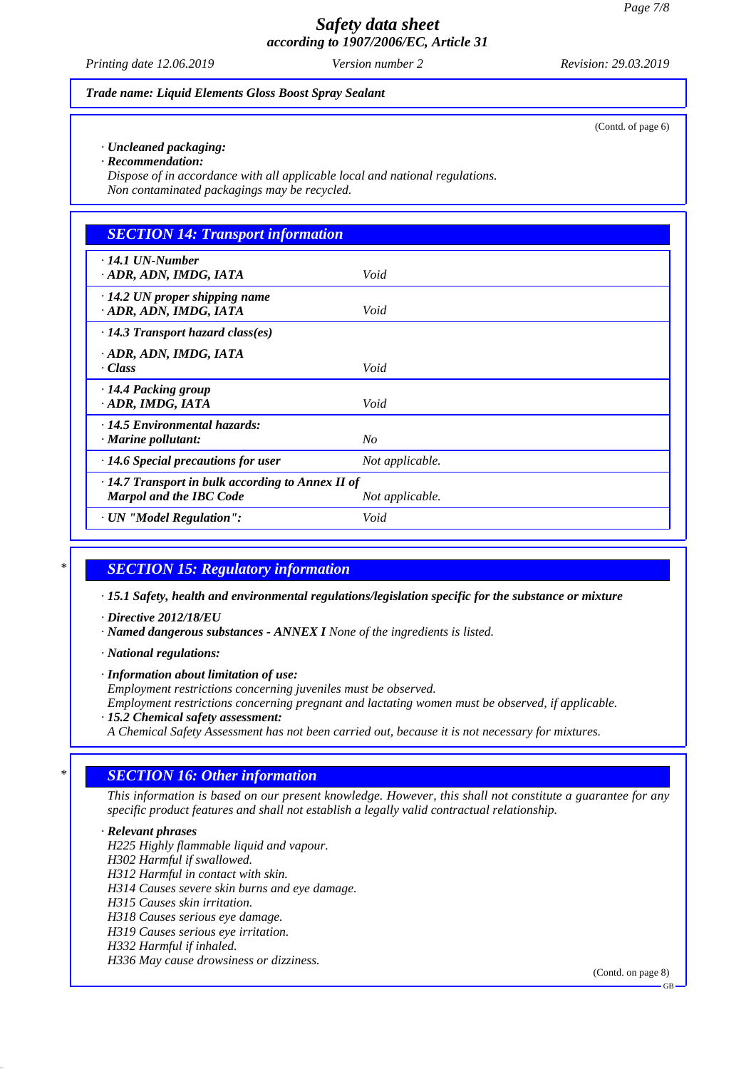(Contd. of page 6)

· **Uncleaned packaging:**
· **Recommendation:**
*Dispose of in accordance with all applicable local and national regulations.*
*Non contaminated packagings may be recycled.*

## SECTION 14: Transport information

| | |
|---|---|
| **· 14.1 UN-Number**<br>**· ADR, ADN, IMDG, IATA** | *Void* |
| **· 14.2 UN proper shipping name**<br>**· ADR, ADN, IMDG, IATA** | *Void* |
| **· 14.3 Transport hazard class(es)**<br>**· ADR, ADN, IMDG, IATA**<br>**· Class** | *Void* |
| **· 14.4 Packing group**<br>**· ADR, IMDG, IATA** | *Void* |
| **· 14.5 Environmental hazards:**<br>**· Marine pollutant:** | *No* |
| **· 14.6 Special precautions for user** | *Not applicable.* |
| **· 14.7 Transport in bulk according to Annex II of Marpol and the IBC Code** | *Not applicable.* |
| **· UN "Model Regulation":** | *Void* |

## * SECTION 15: Regulatory information

· **15.1 Safety, health and environmental regulations/legislation specific for the substance or mixture**

· **Directive 2012/18/EU**
· **Named dangerous substances - ANNEX I** *None of the ingredients is listed.*

· **National regulations:**

· **Information about limitation of use:**
*Employment restrictions concerning juveniles must be observed.*
*Employment restrictions concerning pregnant and lactating women must be observed, if applicable.*
· **15.2 Chemical safety assessment:**
*A Chemical Safety Assessment has not been carried out, because it is not necessary for mixtures.*

## * SECTION 16: Other information

*This information is based on our present knowledge. However, this shall not constitute a guarantee for any specific product features and shall not establish a legally valid contractual relationship.*

· **Relevant phrases**
*H225 Highly flammable liquid and vapour.*
*H302 Harmful if swallowed.*
*H312 Harmful in contact with skin.*
*H314 Causes severe skin burns and eye damage.*
*H315 Causes skin irritation.*
*H318 Causes serious eye damage.*
*H319 Causes serious eye irritation.*
*H332 Harmful if inhaled.*
*H336 May cause drowsiness or dizziness.*

(Contd. on page 8)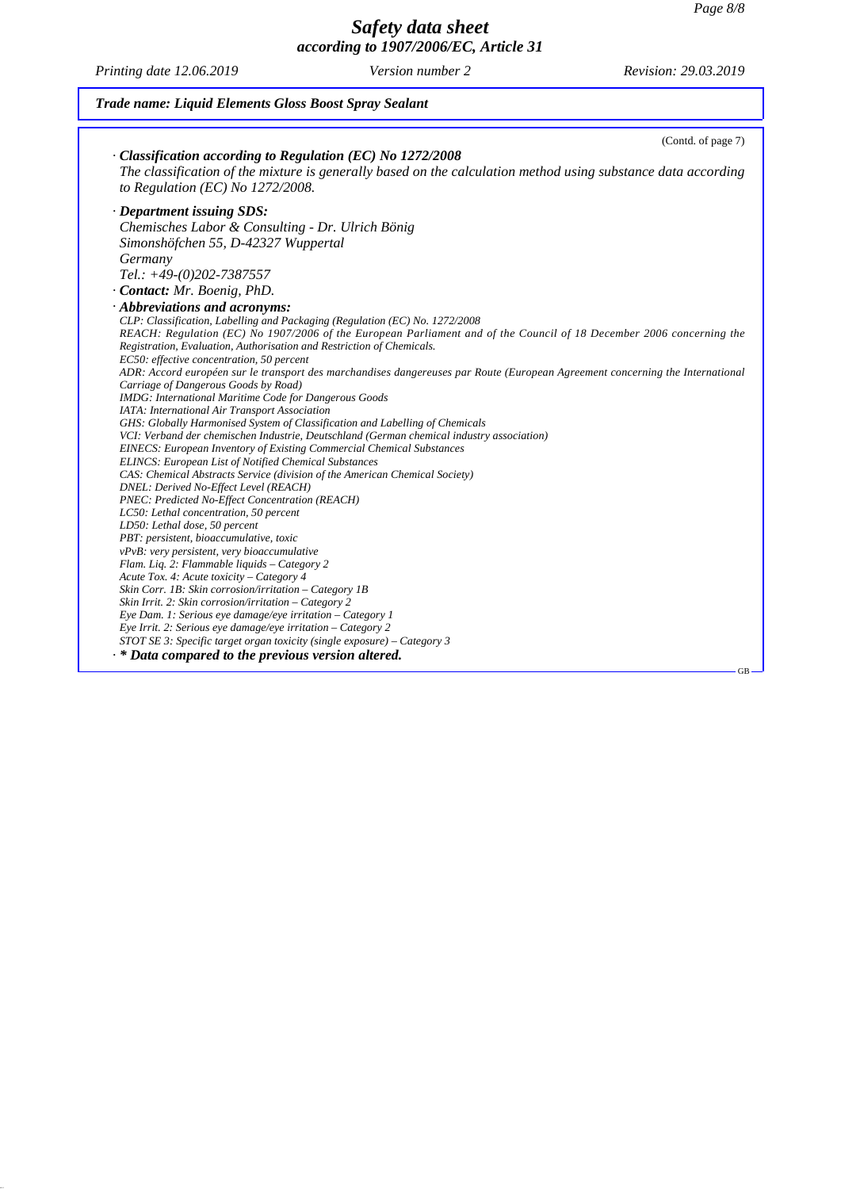*Trade name: Liquid Elements Gloss Boost Spray Sealant*

(Contd. of page 7)

· ***Classification according to Regulation (EC) No 1272/2008***
*The classification of the mixture is generally based on the calculation method using substance data according to Regulation (EC) No 1272/2008.*

· ***Department issuing SDS:***
*Chemisches Labor & Consulting - Dr. Ulrich Bönig*
*Simonshöfchen 55, D-42327 Wuppertal*
*Germany*
*Tel.: +49-(0)202-7387557*

· ***Contact:*** *Mr. Boenig, PhD.*

· ***Abbreviations and acronyms:***
*CLP: Classification, Labelling and Packaging (Regulation (EC) No. 1272/2008*
*REACH: Regulation (EC) No 1907/2006 of the European Parliament and of the Council of 18 December 2006 concerning the Registration, Evaluation, Authorisation and Restriction of Chemicals.*
*EC50: effective concentration, 50 percent*
*ADR: Accord européen sur le transport des marchandises dangereuses par Route (European Agreement concerning the International Carriage of Dangerous Goods by Road)*
*IMDG: International Maritime Code for Dangerous Goods*
*IATA: International Air Transport Association*
*GHS: Globally Harmonised System of Classification and Labelling of Chemicals*
*VCI: Verband der chemischen Industrie, Deutschland (German chemical industry association)*
*EINECS: European Inventory of Existing Commercial Chemical Substances*
*ELINCS: European List of Notified Chemical Substances*
*CAS: Chemical Abstracts Service (division of the American Chemical Society)*
*DNEL: Derived No-Effect Level (REACH)*
*PNEC: Predicted No-Effect Concentration (REACH)*
*LC50: Lethal concentration, 50 percent*
*LD50: Lethal dose, 50 percent*
*PBT: persistent, bioaccumulative, toxic*
*vPvB: very persistent, very bioaccumulative*
*Flam. Liq. 2: Flammable liquids – Category 2*
*Acute Tox. 4: Acute toxicity – Category 4*
*Skin Corr. 1B: Skin corrosion/irritation – Category 1B*
*Skin Irrit. 2: Skin corrosion/irritation – Category 2*
*Eye Dam. 1: Serious eye damage/eye irritation – Category 1*
*Eye Irrit. 2: Serious eye damage/eye irritation – Category 2*
*STOT SE 3: Specific target organ toxicity (single exposure) – Category 3*

· ***\* Data compared to the previous version altered.***

GB